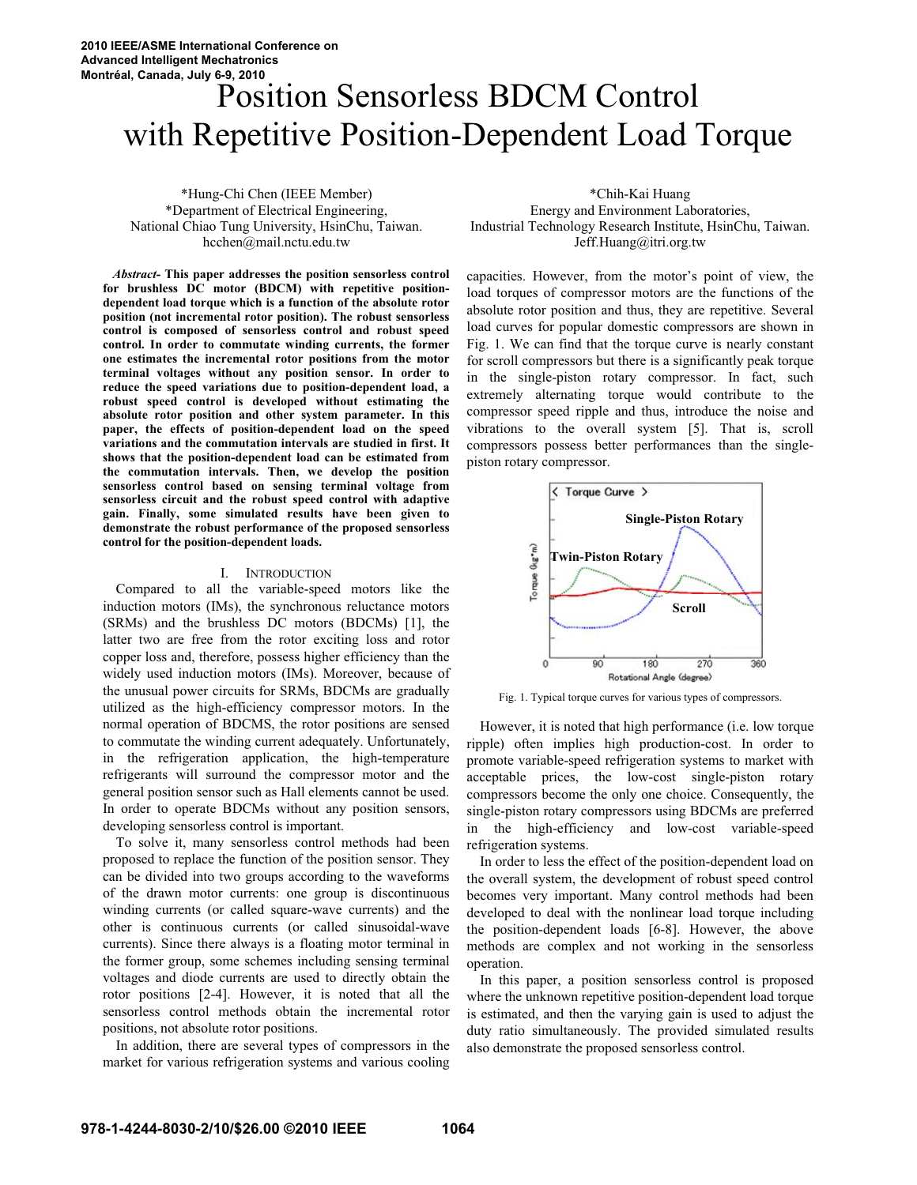2010 IEEE/ASME International Conference on
Advanced Intelligent Mechatronics
Montréal, Canada, July 6-9, 2010

# Position Sensorless BDCM Control with Repetitive Position-Dependent Load Torque

*Hung-Chi Chen (IEEE Member)
*Department of Electrical Engineering,
National Chiao Tung University, HsinChu, Taiwan.
hcchen@mail.nctu.edu.tw

*Chih-Kai Huang
Energy and Environment Laboratories,
Industrial Technology Research Institute, HsinChu, Taiwan.
Jeff.Huang@itri.org.tw

***Abstract*- This paper addresses the position sensorless control for brushless DC motor (BDCM) with repetitive position-dependent load torque which is a function of the absolute rotor position (not incremental rotor position). The robust sensorless control is composed of sensorless control and robust speed control. In order to commutate winding currents, the former one estimates the incremental rotor positions from the motor terminal voltages without any position sensor. In order to reduce the speed variations due to position-dependent load, a robust speed control is developed without estimating the absolute rotor position and other system parameter. In this paper, the effects of position-dependent load on the speed variations and the commutation intervals are studied in first. It shows that the position-dependent load can be estimated from the commutation intervals. Then, we develop the position sensorless control based on sensing terminal voltage from sensorless circuit and the robust speed control with adaptive gain. Finally, some simulated results have been given to demonstrate the robust performance of the proposed sensorless control for the position-dependent loads.**

## I. INTRODUCTION

Compared to all the variable-speed motors like the induction motors (IMs), the synchronous reluctance motors (SRMs) and the brushless DC motors (BDCMs) [1], the latter two are free from the rotor exciting loss and rotor copper loss and, therefore, possess higher efficiency than the widely used induction motors (IMs). Moreover, because of the unusual power circuits for SRMs, BDCMs are gradually utilized as the high-efficiency compressor motors. In the normal operation of BDCMS, the rotor positions are sensed to commutate the winding current adequately. Unfortunately, in the refrigeration application, the high-temperature refrigerants will surround the compressor motor and the general position sensor such as Hall elements cannot be used. In order to operate BDCMs without any position sensors, developing sensorless control is important.

To solve it, many sensorless control methods had been proposed to replace the function of the position sensor. They can be divided into two groups according to the waveforms of the drawn motor currents: one group is discontinuous winding currents (or called square-wave currents) and the other is continuous currents (or called sinusoidal-wave currents). Since there always is a floating motor terminal in the former group, some schemes including sensing terminal voltages and diode currents are used to directly obtain the rotor positions [2-4]. However, it is noted that all the sensorless control methods obtain the incremental rotor positions, not absolute rotor positions.

In addition, there are several types of compressors in the market for various refrigeration systems and various cooling capacities. However, from the motor's point of view, the load torques of compressor motors are the functions of the absolute rotor position and thus, they are repetitive. Several load curves for popular domestic compressors are shown in Fig. 1. We can find that the torque curve is nearly constant for scroll compressors but there is a significantly peak torque in the single-piston rotary compressor. In fact, such extremely alternating torque would contribute to the compressor speed ripple and thus, introduce the noise and vibrations to the overall system [5]. That is, scroll compressors possess better performances than the single-piston rotary compressor.

< Torque Curve >
Single-Piston Rotary
Twin-Piston Rotary
Scroll
Torque (kg*m)
0 90 180 270 360
Rotational Angle (degree)

Fig. 1. Typical torque curves for various types of compressors.

However, it is noted that high performance (i.e. low torque ripple) often implies high production-cost. In order to promote variable-speed refrigeration systems to market with acceptable prices, the low-cost single-piston rotary compressors become the only one choice. Consequently, the single-piston rotary compressors using BDCMs are preferred in the high-efficiency and low-cost variable-speed refrigeration systems.

In order to less the effect of the position-dependent load on the overall system, the development of robust speed control becomes very important. Many control methods had been developed to deal with the nonlinear load torque including the position-dependent loads [6-8]. However, the above methods are complex and not working in the sensorless operation.

In this paper, a position sensorless control is proposed where the unknown repetitive position-dependent load torque is estimated, and then the varying gain is used to adjust the duty ratio simultaneously. The provided simulated results also demonstrate the proposed sensorless control.

978-1-4244-8030-2/10/$26.00 ©2010 IEEE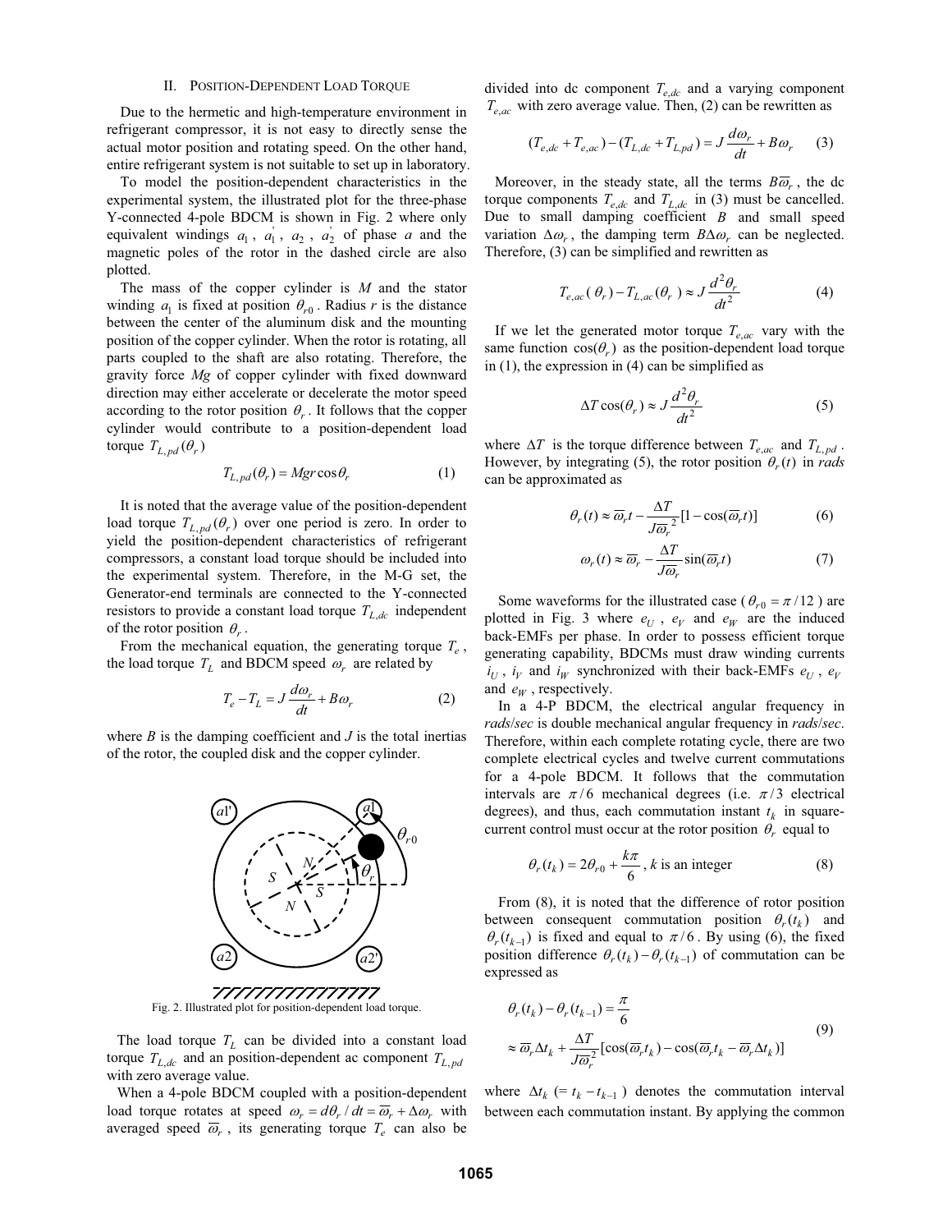## II. Position-Dependent Load Torque

Due to the hermetic and high-temperature environment in refrigerant compressor, it is not easy to directly sense the actual motor position and rotating speed. On the other hand, entire refrigerant system is not suitable to set up in laboratory.

To model the position-dependent characteristics in the experimental system, the illustrated plot for the three-phase Y-connected 4-pole BDCM is shown in Fig. 2 where only equivalent windings $a_1$, $a_1^{'}$, $a_2$, $a_2^{'}$ of phase *a* and the magnetic poles of the rotor in the dashed circle are also plotted.

The mass of the copper cylinder is *M* and the stator winding $a_1$ is fixed at position $\theta_{r0}$. Radius *r* is the distance between the center of the aluminum disk and the mounting position of the copper cylinder. When the rotor is rotating, all parts coupled to the shaft are also rotating. Therefore, the gravity force *Mg* of copper cylinder with fixed downward direction may either accelerate or decelerate the motor speed according to the rotor position $\theta_r$. It follows that the copper cylinder would contribute to a position-dependent load torque $T_{L,pd}(\theta_r)$

$$T_{L,pd}(\theta_r) = Mgr\cos\theta_r \tag{1}$$

It is noted that the average value of the position-dependent load torque $T_{L,pd}(\theta_r)$ over one period is zero. In order to yield the position-dependent characteristics of refrigerant compressors, a constant load torque should be included into the experimental system. Therefore, in the M-G set, the Generator-end terminals are connected to the Y-connected resistors to provide a constant load torque $T_{L,dc}$ independent of the rotor position $\theta_r$.

From the mechanical equation, the generating torque $T_e$, the load torque $T_L$ and BDCM speed $\omega_r$ are related by

$$T_e - T_L = J\frac{d\omega_r}{dt} + B\omega_r \tag{2}$$

where *B* is the damping coefficient and *J* is the total inertias of the rotor, the coupled disk and the copper cylinder.

Fig. 2. Illustrated plot for position-dependent load torque.

The load torque $T_L$ can be divided into a constant load torque $T_{L,dc}$ and an position-dependent ac component $T_{L,pd}$ with zero average value.

When a 4-pole BDCM coupled with a position-dependent load torque rotates at speed $\omega_r = d\theta_r / dt = \overline{\omega}_r + \Delta\omega_r$ with averaged speed $\overline{\omega}_r$, its generating torque $T_e$ can also be divided into dc component $T_{e,dc}$ and a varying component $T_{e,ac}$ with zero average value. Then, (2) can be rewritten as

$$(T_{e,dc} + T_{e,ac}) - (T_{L,dc} + T_{L,pd}) = J\frac{d\omega_r}{dt} + B\omega_r \tag{3}$$

Moreover, in the steady state, all the terms $B\overline{\omega}_r$, the dc torque components $T_{e,dc}$ and $T_{L,dc}$ in (3) must be cancelled. Due to small damping coefficient *B* and small speed variation $\Delta\omega_r$, the damping term $B\Delta\omega_r$ can be neglected. Therefore, (3) can be simplified and rewritten as

$$T_{e,ac}(\theta_r) - T_{L,ac}(\theta_r) \approx J\frac{d^2\theta_r}{dt^2} \tag{4}$$

If we let the generated motor torque $T_{e,ac}$ vary with the same function $\cos(\theta_r)$ as the position-dependent load torque in (1), the expression in (4) can be simplified as

$$\Delta T\cos(\theta_r) \approx J\frac{d^2\theta_r}{dt^2} \tag{5}$$

where $\Delta T$ is the torque difference between $T_{e,ac}$ and $T_{L,pd}$. However, by integrating (5), the rotor position $\theta_r(t)$ in *rads* can be approximated as

$$\theta_r(t) \approx \overline{\omega}_r t - \frac{\Delta T}{J\overline{\omega}_r^{\,2}}[1-\cos(\overline{\omega}_r t)] \tag{6}$$

$$\omega_r(t) \approx \overline{\omega}_r - \frac{\Delta T}{J\overline{\omega}_r}\sin(\overline{\omega}_r t) \tag{7}$$

Some waveforms for the illustrated case ($\theta_{r0} = \pi/12$) are plotted in Fig. 3 where $e_U$, $e_V$ and $e_W$ are the induced back-EMFs per phase. In order to possess efficient torque generating capability, BDCMs must draw winding currents $i_U$, $i_V$ and $i_W$ synchronized with their back-EMFs $e_U$, $e_V$ and $e_W$, respectively.

In a 4-P BDCM, the electrical angular frequency in *rads/sec* is double mechanical angular frequency in *rads/sec*. Therefore, within each complete rotating cycle, there are two complete electrical cycles and twelve current commutations for a 4-pole BDCM. It follows that the commutation intervals are $\pi/6$ mechanical degrees (i.e. $\pi/3$ electrical degrees), and thus, each commutation instant $t_k$ in square-current control must occur at the rotor position $\theta_r$ equal to

$$\theta_r(t_k) = 2\theta_{r0} + \frac{k\pi}{6}\text{, } k \text{ is an integer} \tag{8}$$

From (8), it is noted that the difference of rotor position between consequent commutation position $\theta_r(t_k)$ and $\theta_r(t_{k-1})$ is fixed and equal to $\pi/6$. By using (6), the fixed position difference $\theta_r(t_k) - \theta_r(t_{k-1})$ of commutation can be expressed as

$$\begin{aligned}
&\theta_r(t_k) - \theta_r(t_{k-1}) = \frac{\pi}{6} \\
&\approx \overline{\omega}_r\Delta t_k + \frac{\Delta T}{J\overline{\omega}_r^2}[\cos(\overline{\omega}_r t_k) - \cos(\overline{\omega}_r t_k - \overline{\omega}_r\Delta t_k)]
\end{aligned} \tag{9}$$

where $\Delta t_k$ ($= t_k - t_{k-1}$) denotes the commutation interval between each commutation instant. By applying the common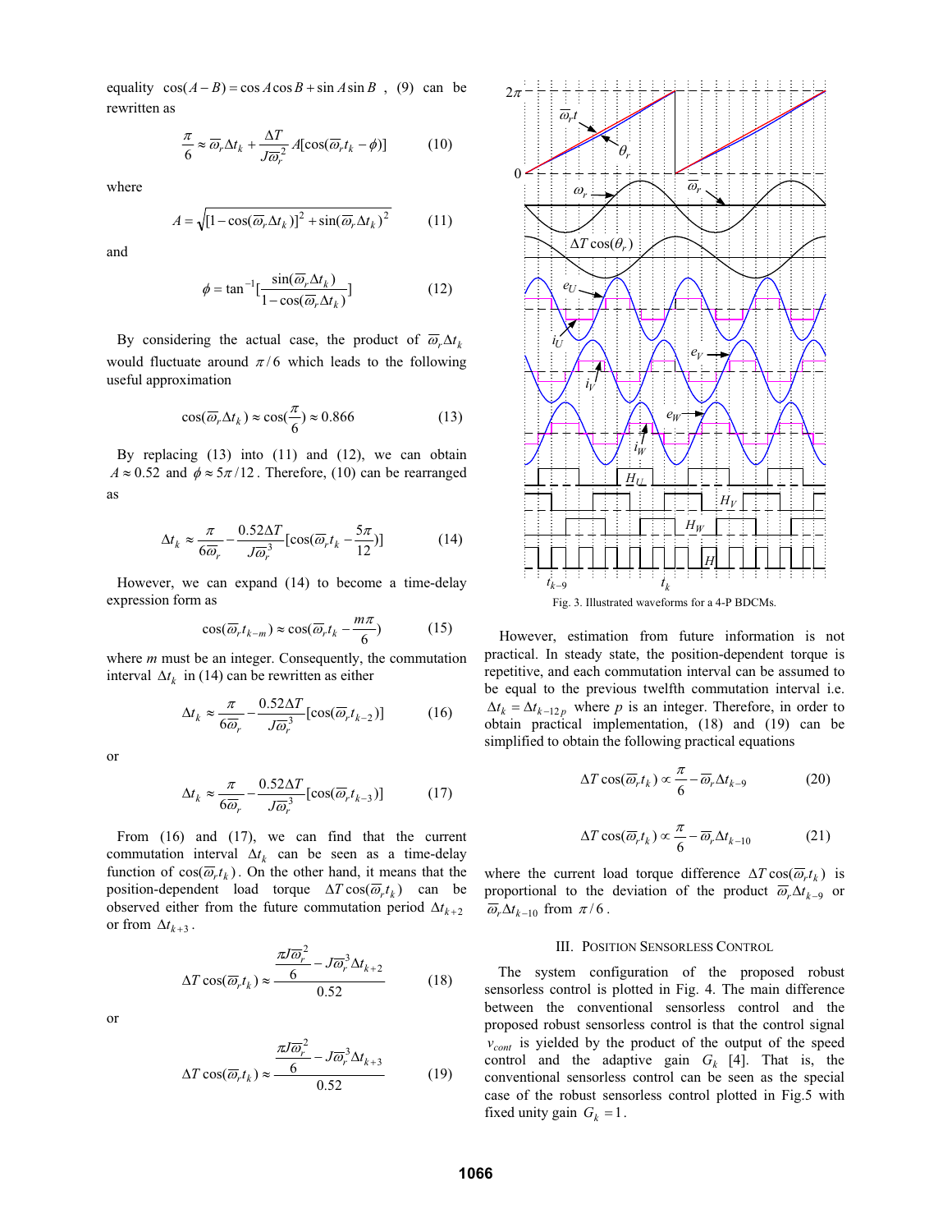equality $\cos(A-B)=\cos A\cos B+\sin A\sin B$, (9) can be rewritten as

$$\frac{\pi}{6}\approx\overline{\omega}_r\Delta t_k+\frac{\Delta T}{J\overline{\omega}_r^2}A[\cos(\overline{\omega}_r t_k-\phi)] \tag{10}$$

where

$$A=\sqrt{[1-\cos(\overline{\omega}_r\Delta t_k)]^2+\sin(\overline{\omega}_r\Delta t_k)^2} \tag{11}$$

and

$$\phi=\tan^{-1}[\frac{\sin(\overline{\omega}_r\Delta t_k)}{1-\cos(\overline{\omega}_r\Delta t_k)}] \tag{12}$$

By considering the actual case, the product of $\overline{\omega}_r\Delta t_k$ would fluctuate around $\pi/6$ which leads to the following useful approximation

$$\cos(\overline{\omega}_r\Delta t_k)\approx\cos(\frac{\pi}{6})\approx 0.866 \tag{13}$$

By replacing (13) into (11) and (12), we can obtain $A\approx 0.52$ and $\phi\approx 5\pi/12$. Therefore, (10) can be rearranged as

$$\Delta t_k\approx\frac{\pi}{6\overline{\omega}_r}-\frac{0.52\Delta T}{J\overline{\omega}_r^3}[\cos(\overline{\omega}_r t_k-\frac{5\pi}{12})] \tag{14}$$

However, we can expand (14) to become a time-delay expression form as

$$\cos(\overline{\omega}_r t_{k-m})\approx\cos(\overline{\omega}_r t_k-\frac{m\pi}{6}) \tag{15}$$

where $m$ must be an integer. Consequently, the commutation interval $\Delta t_k$ in (14) can be rewritten as either

$$\Delta t_k\approx\frac{\pi}{6\overline{\omega}_r}-\frac{0.52\Delta T}{J\overline{\omega}_r^3}[\cos(\overline{\omega}_r t_{k-2})] \tag{16}$$

or

$$\Delta t_k\approx\frac{\pi}{6\overline{\omega}_r}-\frac{0.52\Delta T}{J\overline{\omega}_r^3}[\cos(\overline{\omega}_r t_{k-3})] \tag{17}$$

From (16) and (17), we can find that the current commutation interval $\Delta t_k$ can be seen as a time-delay function of $\cos(\overline{\omega}_r t_k)$. On the other hand, it means that the position-dependent load torque $\Delta T\cos(\overline{\omega}_r t_k)$ can be observed either from the future commutation period $\Delta t_{k+2}$ or from $\Delta t_{k+3}$.

$$\Delta T\cos(\overline{\omega}_r t_k)\approx\frac{\frac{\pi J\overline{\omega}_r^2}{6}-J\overline{\omega}_r^3\Delta t_{k+2}}{0.52} \tag{18}$$

or

$$\Delta T\cos(\overline{\omega}_r t_k)\approx\frac{\frac{\pi J\overline{\omega}_r^2}{6}-J\overline{\omega}_r^3\Delta t_{k+3}}{0.52} \tag{19}$$

Fig. 3. Illustrated waveforms for a 4-P BDCMs.

However, estimation from future information is not practical. In steady state, the position-dependent torque is repetitive, and each commutation interval can be assumed to be equal to the previous twelfth commutation interval i.e. $\Delta t_k=\Delta t_{k-12p}$ where $p$ is an integer. Therefore, in order to obtain practical implementation, (18) and (19) can be simplified to obtain the following practical equations

$$\Delta T\cos(\overline{\omega}_r t_k)\propto\frac{\pi}{6}-\overline{\omega}_r\Delta t_{k-9} \tag{20}$$

$$\Delta T\cos(\overline{\omega}_r t_k)\propto\frac{\pi}{6}-\overline{\omega}_r\Delta t_{k-10} \tag{21}$$

where the current load torque difference $\Delta T\cos(\overline{\omega}_r t_k)$ is proportional to the deviation of the product $\overline{\omega}_r\Delta t_{k-9}$ or $\overline{\omega}_r\Delta t_{k-10}$ from $\pi/6$.

## III. Position Sensorless Control

The system configuration of the proposed robust sensorless control is plotted in Fig. 4. The main difference between the conventional sensorless control and the proposed robust sensorless control is that the control signal $v_{cont}$ is yielded by the product of the output of the speed control and the adaptive gain $G_k$ [4]. That is, the conventional sensorless control can be seen as the special case of the robust sensorless control plotted in Fig.5 with fixed unity gain $G_k=1$.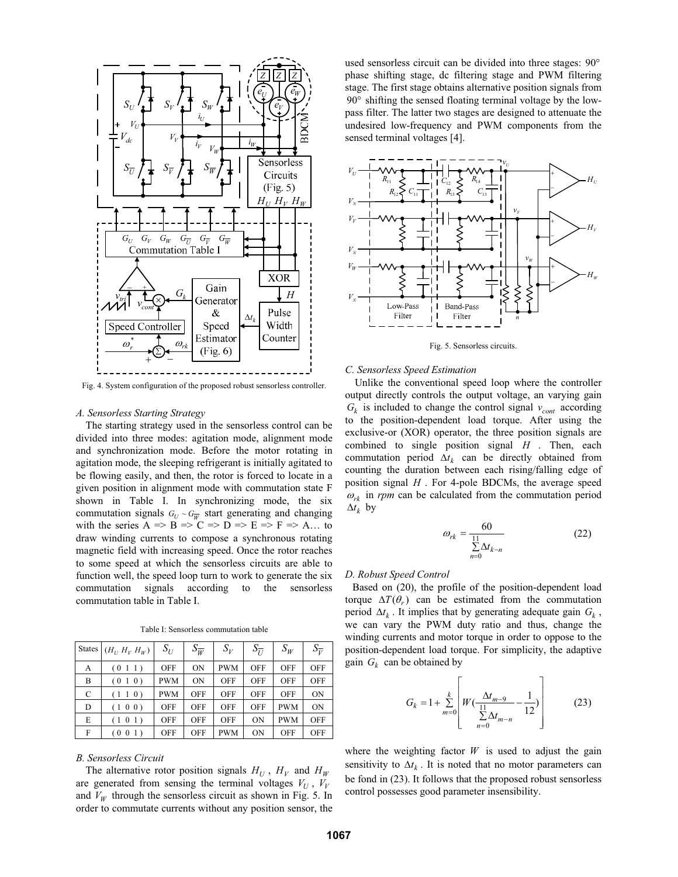Fig. 4. System configuration of the proposed robust sensorless controller.

### A. Sensorless Starting Strategy

The starting strategy used in the sensorless control can be divided into three modes: agitation mode, alignment mode and synchronization mode. Before the motor rotating in agitation mode, the sleeping refrigerant is initially agitated to be flowing easily, and then, the rotor is forced to locate in a given position in alignment mode with commutation state F shown in Table I. In synchronizing mode, the six commutation signals $G_U \sim G_{\overline{W}}$ start generating and changing with the series A => B => C => D => E => F => A… to draw winding currents to compose a synchronous rotating magnetic field with increasing speed. Once the rotor reaches to some speed at which the sensorless circuits are able to function well, the speed loop turn to work to generate the six commutation signals according to the sensorless commutation table in Table I.

Table I: Sensorless commutation table

| States | $(H_U\ H_V\ H_W)$ | $S_U$ | $S_{\overline{W}}$ | $S_V$ | $S_{\overline{U}}$ | $S_W$ | $S_{\overline{V}}$ |
|---|---|---|---|---|---|---|---|
| A | ( 0 1 1 ) | OFF | ON | PWM | OFF | OFF | OFF |
| B | ( 0 1 0 ) | PWM | ON | OFF | OFF | OFF | OFF |
| C | ( 1 1 0 ) | PWM | OFF | OFF | OFF | OFF | ON |
| D | ( 1 0 0 ) | OFF | OFF | OFF | OFF | PWM | ON |
| E | ( 1 0 1 ) | OFF | OFF | OFF | ON | PWM | OFF |
| F | ( 0 0 1 ) | OFF | OFF | PWM | ON | OFF | OFF |

### B. Sensorless Circuit

The alternative rotor position signals $H_U$, $H_V$ and $H_W$ are generated from sensing the terminal voltages $V_U$, $V_V$ and $V_W$ through the sensorless circuit as shown in Fig. 5. In order to commutate currents without any position sensor, the used sensorless circuit can be divided into three stages: 90° phase shifting stage, dc filtering stage and PWM filtering stage. The first stage obtains alternative position signals from 90° shifting the sensed floating terminal voltage by the low-pass filter. The latter two stages are designed to attenuate the undesired low-frequency and PWM components from the sensed terminal voltages [4].

Fig. 5. Sensorless circuits.

### C. Sensorless Speed Estimation

Unlike the conventional speed loop where the controller output directly controls the output voltage, an varying gain $G_k$ is included to change the control signal $v_{cont}$ according to the position-dependent load torque. After using the exclusive-or (XOR) operator, the three position signals are combined to single position signal $H$. Then, each commutation period $\Delta t_k$ can be directly obtained from counting the duration between each rising/falling edge of position signal $H$. For 4-pole BDCMs, the average speed $\omega_{rk}$ in *rpm* can be calculated from the commutation period $\Delta t_k$ by

$$\omega_{rk} = \frac{60}{\sum_{n=0}^{11} \Delta t_{k-n}} \tag{22}$$

### D. Robust Speed Control

Based on (20), the profile of the position-dependent load torque $\Delta T(\theta_r)$ can be estimated from the commutation period $\Delta t_k$. It implies that by generating adequate gain $G_k$, we can vary the PWM duty ratio and thus, change the winding currents and motor torque in order to oppose to the position-dependent load torque. For simplicity, the adaptive gain $G_k$ can be obtained by

$$G_k = 1 + \sum_{m=0}^{k} \left[ W\left( \frac{\Delta t_{m-9}}{\sum_{n=0}^{11} \Delta t_{m-n}} - \frac{1}{12} \right) \right] \tag{23}$$

where the weighting factor $W$ is used to adjust the gain sensitivity to $\Delta t_k$. It is noted that no motor parameters can be fond in (23). It follows that the proposed robust sensorless control possesses good parameter insensibility.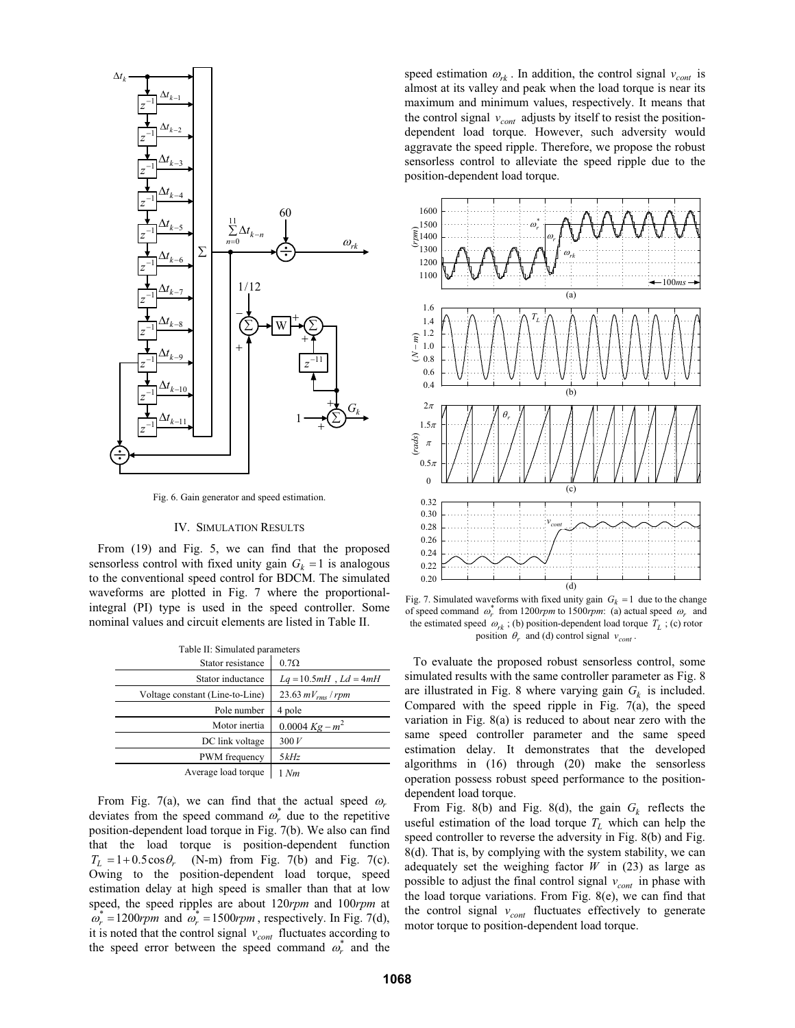Fig. 6. Gain generator and speed estimation.

## IV. Simulation Results

From (19) and Fig. 5, we can find that the proposed sensorless control with fixed unity gain $G_k = 1$ is analogous to the conventional speed control for BDCM. The simulated waveforms are plotted in Fig. 7 where the proportional-integral (PI) type is used in the speed controller. Some nominal values and circuit elements are listed in Table II.

Table II: Simulated parameters

| Parameter | Value |
|---|---|
| Stator resistance | $0.7\Omega$ |
| Stator inductance | $Lq = 10.5mH$ , $Ld = 4mH$ |
| Voltage constant (Line-to-Line) | $23.63\ mV_{rms}/rpm$ |
| Pole number | 4 pole |
| Motor inertia | $0.0004\ Kg-m^2$ |
| DC link voltage | $300\,V$ |
| PWM frequency | $5kHz$ |
| Average load torque | $1\ Nm$ |

From Fig. 7(a), we can find that the actual speed $\omega_r$ deviates from the speed command $\omega_r^*$ due to the repetitive position-dependent load torque in Fig. 7(b). We also can find that the load torque is position-dependent function $T_L = 1 + 0.5\cos\theta_r$ (N-m) from Fig. 7(b) and Fig. 7(c). Owing to the position-dependent load torque, speed estimation delay at high speed is smaller than that at low speed, the speed ripples are about 120*rpm* and 100*rpm* at $\omega_r^* = 1200rpm$ and $\omega_r^* = 1500rpm$, respectively. In Fig. 7(d), it is noted that the control signal $v_{cont}$ fluctuates according to the speed error between the speed command $\omega_r^*$ and the speed estimation $\omega_{rk}$. In addition, the control signal $v_{cont}$ is almost at its valley and peak when the load torque is near its maximum and minimum values, respectively. It means that the control signal $v_{cont}$ adjusts by itself to resist the position-dependent load torque. However, such adversity would aggravate the speed ripple. Therefore, we propose the robust sensorless control to alleviate the speed ripple due to the position-dependent load torque.

Fig. 7. Simulated waveforms with fixed unity gain $G_k = 1$ due to the change of speed command $\omega_r^*$ from 1200*rpm* to 1500*rpm*: (a) actual speed $\omega_r$ and the estimated speed $\omega_{rk}$ ; (b) position-dependent load torque $T_L$ ; (c) rotor position $\theta_r$ and (d) control signal $v_{cont}$ .

To evaluate the proposed robust sensorless control, some simulated results with the same controller parameter as Fig. 8 are illustrated in Fig. 8 where varying gain $G_k$ is included. Compared with the speed ripple in Fig. 7(a), the speed variation in Fig. 8(a) is reduced to about near zero with the same speed controller parameter and the same speed estimation delay. It demonstrates that the developed algorithms in (16) through (20) make the sensorless operation possess robust speed performance to the position-dependent load torque.

From Fig. 8(b) and Fig. 8(d), the gain $G_k$ reflects the useful estimation of the load torque $T_L$ which can help the speed controller to reverse the adversity in Fig. 8(b) and Fig. 8(d). That is, by complying with the system stability, we can adequately set the weighing factor $W$ in (23) as large as possible to adjust the final control signal $v_{cont}$ in phase with the load torque variations. From Fig. 8(e), we can find that the control signal $v_{cont}$ fluctuates effectively to generate motor torque to position-dependent load torque.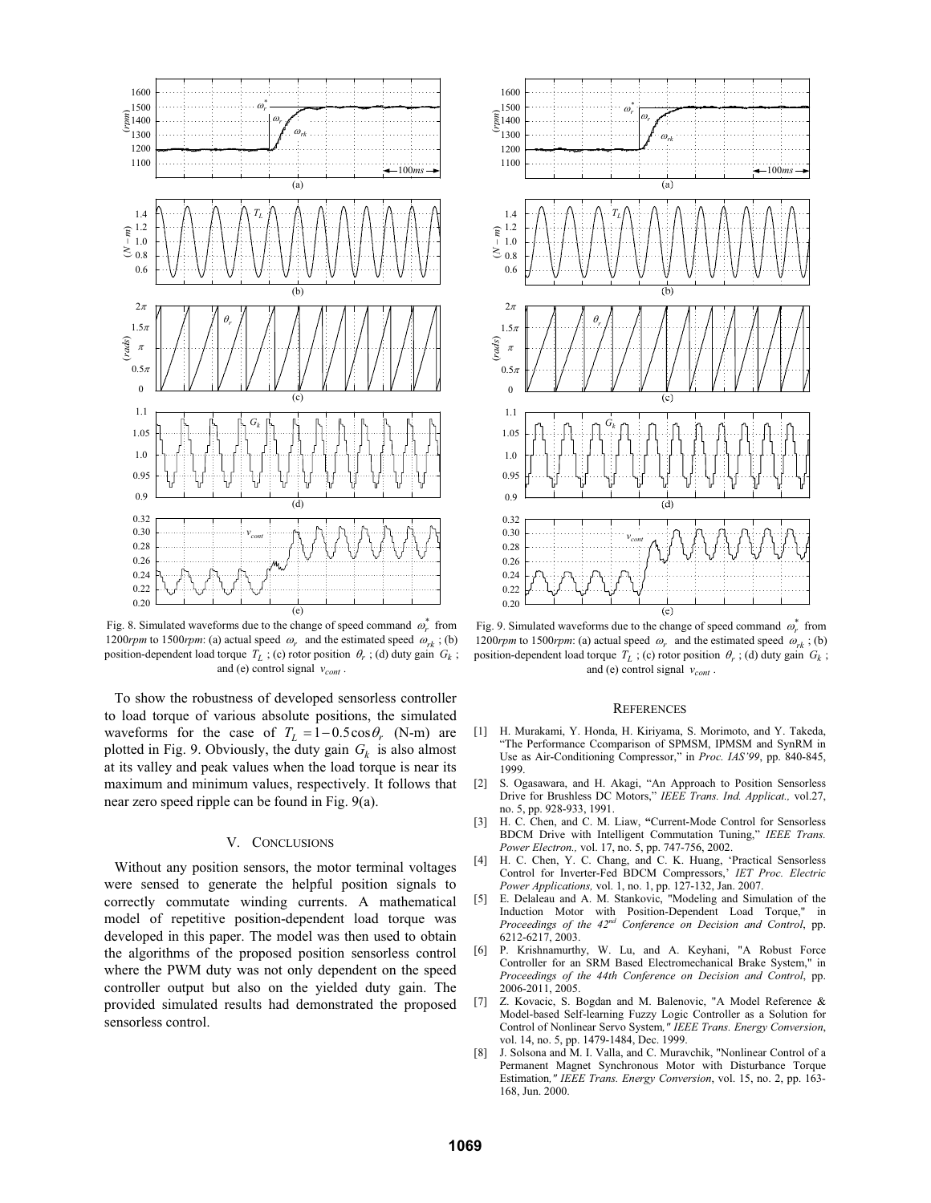1600
1500
1400
1300
1200
1100
(rpm)
$\omega_r^*$
$\omega_r$
$\omega_{rk}$
100ms
(a)

1.4
1.2
1.0
0.8
0.6
(N – m)
$T_L$
(b)

2π
1.5π
π
0.5π
0
(rads)
$\theta_r$
(c)

1.1
1.05
1.0
0.95
0.9
$G_k$
(d)

0.32
0.30
0.28
0.26
0.24
0.22
0.20
$v_{cont}$
(e)

Fig. 8. Simulated waveforms due to the change of speed command $\omega_r^*$ from 1200*rpm* to 1500*rpm*: (a) actual speed $\omega_r$ and the estimated speed $\omega_{rk}$ ; (b) position-dependent load torque $T_L$ ; (c) rotor position $\theta_r$ ; (d) duty gain $G_k$ ; and (e) control signal $v_{cont}$ .

1600
1500
1400
1300
1200
1100
(rpm)
$\omega_r^*$
$\omega_r$
$\omega_{rk}$
100ms
(a)

1.4
1.2
1.0
0.8
0.6
(N – m)
$T_L$
(b)

2π
1.5π
π
0.5π
0
(rads)
$\theta_r$
(c)

1.1
1.05
1.0
0.95
0.9
$G_k$
(d)

0.32
0.30
0.28
0.26
0.24
0.22
0.20
$v_{cont}$
(e)

Fig. 9. Simulated waveforms due to the change of speed command $\omega_r^*$ from 1200*rpm* to 1500*rpm*: (a) actual speed $\omega_r$ and the estimated speed $\omega_{rk}$ ; (b) position-dependent load torque $T_L$ ; (c) rotor position $\theta_r$ ; (d) duty gain $G_k$ ; and (e) control signal $v_{cont}$ .

To show the robustness of developed sensorless controller to load torque of various absolute positions, the simulated waveforms for the case of $T_L = 1 - 0.5\cos\theta_r$ (N-m) are plotted in Fig. 9. Obviously, the duty gain $G_k$ is also almost at its valley and peak values when the load torque is near its maximum and minimum values, respectively. It follows that near zero speed ripple can be found in Fig. 9(a).

## V. Conclusions

Without any position sensors, the motor terminal voltages were sensed to generate the helpful position signals to correctly commutate winding currents. A mathematical model of repetitive position-dependent load torque was developed in this paper. The model was then used to obtain the algorithms of the proposed position sensorless control where the PWM duty was not only dependent on the speed controller output but also on the yielded duty gain. The provided simulated results had demonstrated the proposed sensorless control.

## References

[1] H. Murakami, Y. Honda, H. Kiriyama, S. Morimoto, and Y. Takeda, "The Performance Ccomparison of SPMSM, IPMSM and SynRM in Use as Air-Conditioning Compressor," in *Proc. IAS'99*, pp. 840-845, 1999.

[2] S. Ogasawara, and H. Akagi, "An Approach to Position Sensorless Drive for Brushless DC Motors," *IEEE Trans. Ind. Applicat.,* vol.27, no. 5, pp. 928-933, 1991.

[3] H. C. Chen, and C. M. Liaw, "Current-Mode Control for Sensorless BDCM Drive with Intelligent Commutation Tuning," *IEEE Trans. Power Electron.,* vol. 17, no. 5, pp. 747-756, 2002.

[4] H. C. Chen, Y. C. Chang, and C. K. Huang, 'Practical Sensorless Control for Inverter-Fed BDCM Compressors,' *IET Proc. Electric Power Applications,* vol. 1, no. 1, pp. 127-132, Jan. 2007.

[5] E. Delaleau and A. M. Stankovic, "Modeling and Simulation of the Induction Motor with Position-Dependent Load Torque," in *Proceedings of the 42nd Conference on Decision and Control*, pp. 6212-6217, 2003.

[6] P. Krishnamurthy, W. Lu, and A. Keyhani, "A Robust Force Controller for an SRM Based Electromechanical Brake System," in *Proceedings of the 44th Conference on Decision and Control*, pp. 2006-2011, 2005.

[7] Z. Kovacic, S. Bogdan and M. Balenovic, "A Model Reference & Model-based Self-learning Fuzzy Logic Controller as a Solution for Control of Nonlinear Servo System," *IEEE Trans. Energy Conversion*, vol. 14, no. 5, pp. 1479-1484, Dec. 1999.

[8] J. Solsona and M. I. Valla, and C. Muravchik, "Nonlinear Control of a Permanent Magnet Synchronous Motor with Disturbance Torque Estimation," *IEEE Trans. Energy Conversion*, vol. 15, no. 2, pp. 163-168, Jun. 2000.